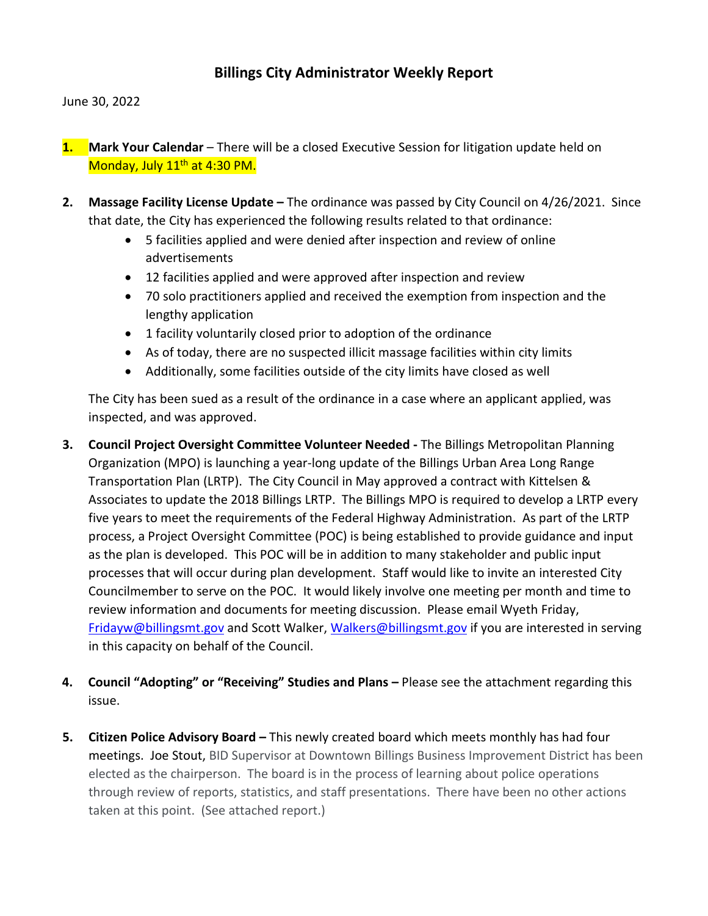# Billings City Administrator Weekly Report

June 30, 2022

1. **Mark Your Calendar** – There will be a closed Executive Session for litigation update held on Monday, July 11th at 4:30 PM.

2. **Massage Facility License Update –** The ordinance was passed by City Council on 4/26/2021. Since that date, the City has experienced the following results related to that ordinance:
   - 5 facilities applied and were denied after inspection and review of online advertisements
   - 12 facilities applied and were approved after inspection and review
   - 70 solo practitioners applied and received the exemption from inspection and the lengthy application
   - 1 facility voluntarily closed prior to adoption of the ordinance
   - As of today, there are no suspected illicit massage facilities within city limits
   - Additionally, some facilities outside of the city limits have closed as well

   The City has been sued as a result of the ordinance in a case where an applicant applied, was inspected, and was approved.

3. **Council Project Oversight Committee Volunteer Needed -** The Billings Metropolitan Planning Organization (MPO) is launching a year-long update of the Billings Urban Area Long Range Transportation Plan (LRTP). The City Council in May approved a contract with Kittelsen & Associates to update the 2018 Billings LRTP. The Billings MPO is required to develop a LRTP every five years to meet the requirements of the Federal Highway Administration. As part of the LRTP process, a Project Oversight Committee (POC) is being established to provide guidance and input as the plan is developed. This POC will be in addition to many stakeholder and public input processes that will occur during plan development. Staff would like to invite an interested City Councilmember to serve on the POC. It would likely involve one meeting per month and time to review information and documents for meeting discussion. Please email Wyeth Friday, Fridayw@billingsmt.gov and Scott Walker, Walkers@billingsmt.gov if you are interested in serving in this capacity on behalf of the Council.

4. **Council "Adopting" or "Receiving" Studies and Plans –** Please see the attachment regarding this issue.

5. **Citizen Police Advisory Board –** This newly created board which meets monthly has had four meetings. Joe Stout, BID Supervisor at Downtown Billings Business Improvement District has been elected as the chairperson. The board is in the process of learning about police operations through review of reports, statistics, and staff presentations. There have been no other actions taken at this point. (See attached report.)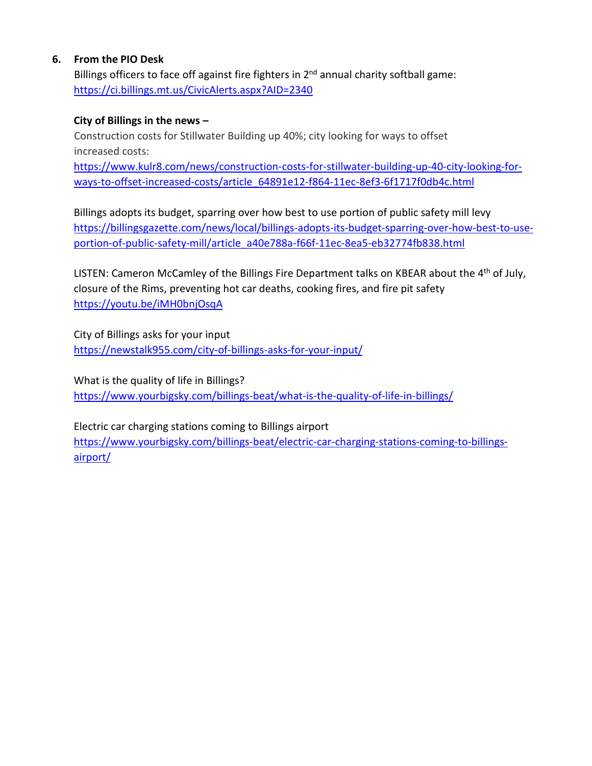6. **From the PIO Desk**

   Billings officers to face off against fire fighters in 2nd annual charity softball game: https://ci.billings.mt.us/CivicAlerts.aspx?AID=2340

   **City of Billings in the news –**

   Construction costs for Stillwater Building up 40%; city looking for ways to offset increased costs: https://www.kulr8.com/news/construction-costs-for-stillwater-building-up-40-city-looking-for-ways-to-offset-increased-costs/article_64891e12-f864-11ec-8ef3-6f1717f0db4c.html

   Billings adopts its budget, sparring over how best to use portion of public safety mill levy https://billingsgazette.com/news/local/billings-adopts-its-budget-sparring-over-how-best-to-use-portion-of-public-safety-mill/article_a40e788a-f66f-11ec-8ea5-eb32774fb838.html

   LISTEN: Cameron McCamley of the Billings Fire Department talks on KBEAR about the 4th of July, closure of the Rims, preventing hot car deaths, cooking fires, and fire pit safety https://youtu.be/iMH0bnjOsqA

   City of Billings asks for your input https://newstalk955.com/city-of-billings-asks-for-your-input/

   What is the quality of life in Billings? https://www.yourbigsky.com/billings-beat/what-is-the-quality-of-life-in-billings/

   Electric car charging stations coming to Billings airport https://www.yourbigsky.com/billings-beat/electric-car-charging-stations-coming-to-billings-airport/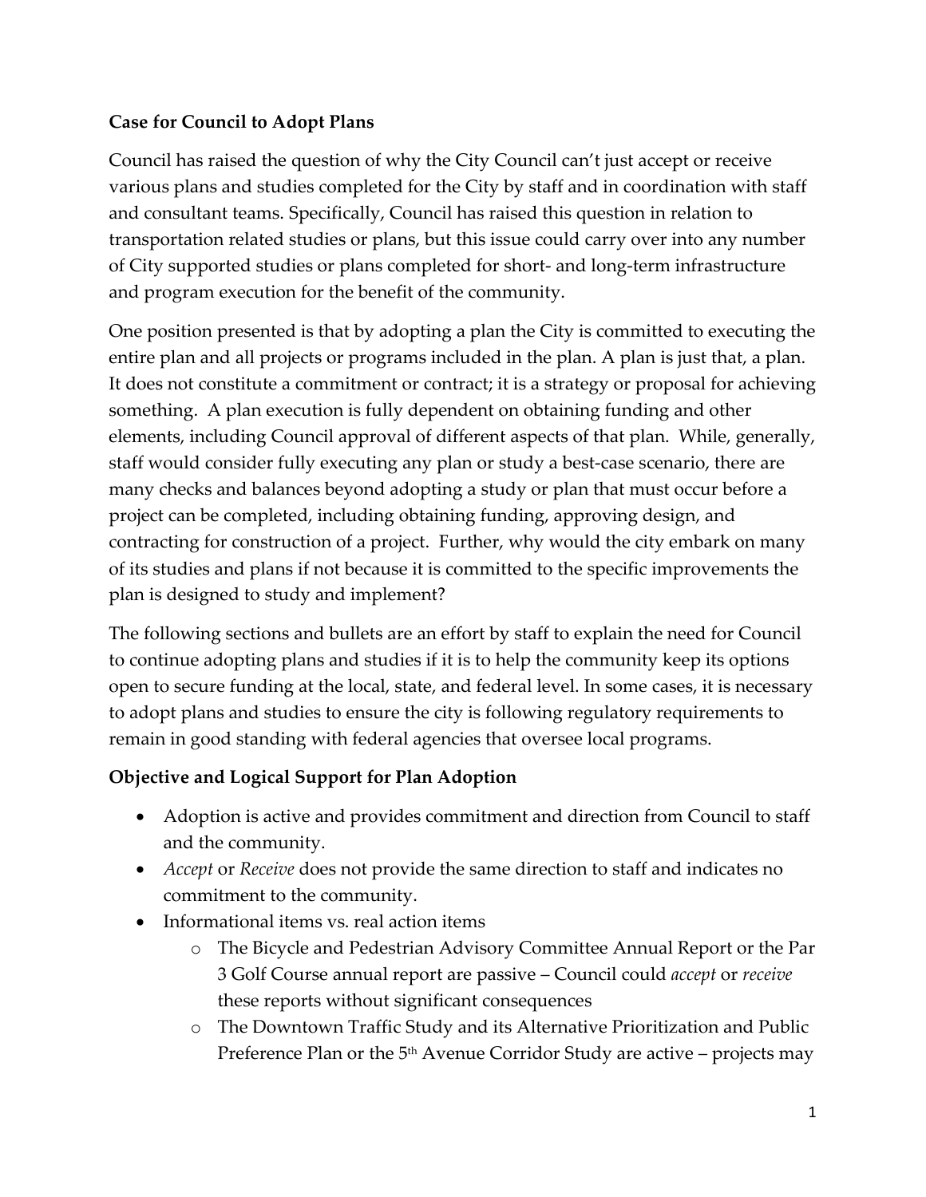**Case for Council to Adopt Plans**

Council has raised the question of why the City Council can't just accept or receive various plans and studies completed for the City by staff and in coordination with staff and consultant teams. Specifically, Council has raised this question in relation to transportation related studies or plans, but this issue could carry over into any number of City supported studies or plans completed for short- and long-term infrastructure and program execution for the benefit of the community.

One position presented is that by adopting a plan the City is committed to executing the entire plan and all projects or programs included in the plan. A plan is just that, a plan. It does not constitute a commitment or contract; it is a strategy or proposal for achieving something. A plan execution is fully dependent on obtaining funding and other elements, including Council approval of different aspects of that plan. While, generally, staff would consider fully executing any plan or study a best-case scenario, there are many checks and balances beyond adopting a study or plan that must occur before a project can be completed, including obtaining funding, approving design, and contracting for construction of a project. Further, why would the city embark on many of its studies and plans if not because it is committed to the specific improvements the plan is designed to study and implement?

The following sections and bullets are an effort by staff to explain the need for Council to continue adopting plans and studies if it is to help the community keep its options open to secure funding at the local, state, and federal level. In some cases, it is necessary to adopt plans and studies to ensure the city is following regulatory requirements to remain in good standing with federal agencies that oversee local programs.

**Objective and Logical Support for Plan Adoption**

- Adoption is active and provides commitment and direction from Council to staff and the community.
- *Accept* or *Receive* does not provide the same direction to staff and indicates no commitment to the community.
- Informational items vs. real action items
  - The Bicycle and Pedestrian Advisory Committee Annual Report or the Par 3 Golf Course annual report are passive – Council could *accept* or *receive* these reports without significant consequences
  - The Downtown Traffic Study and its Alternative Prioritization and Public Preference Plan or the 5th Avenue Corridor Study are active – projects may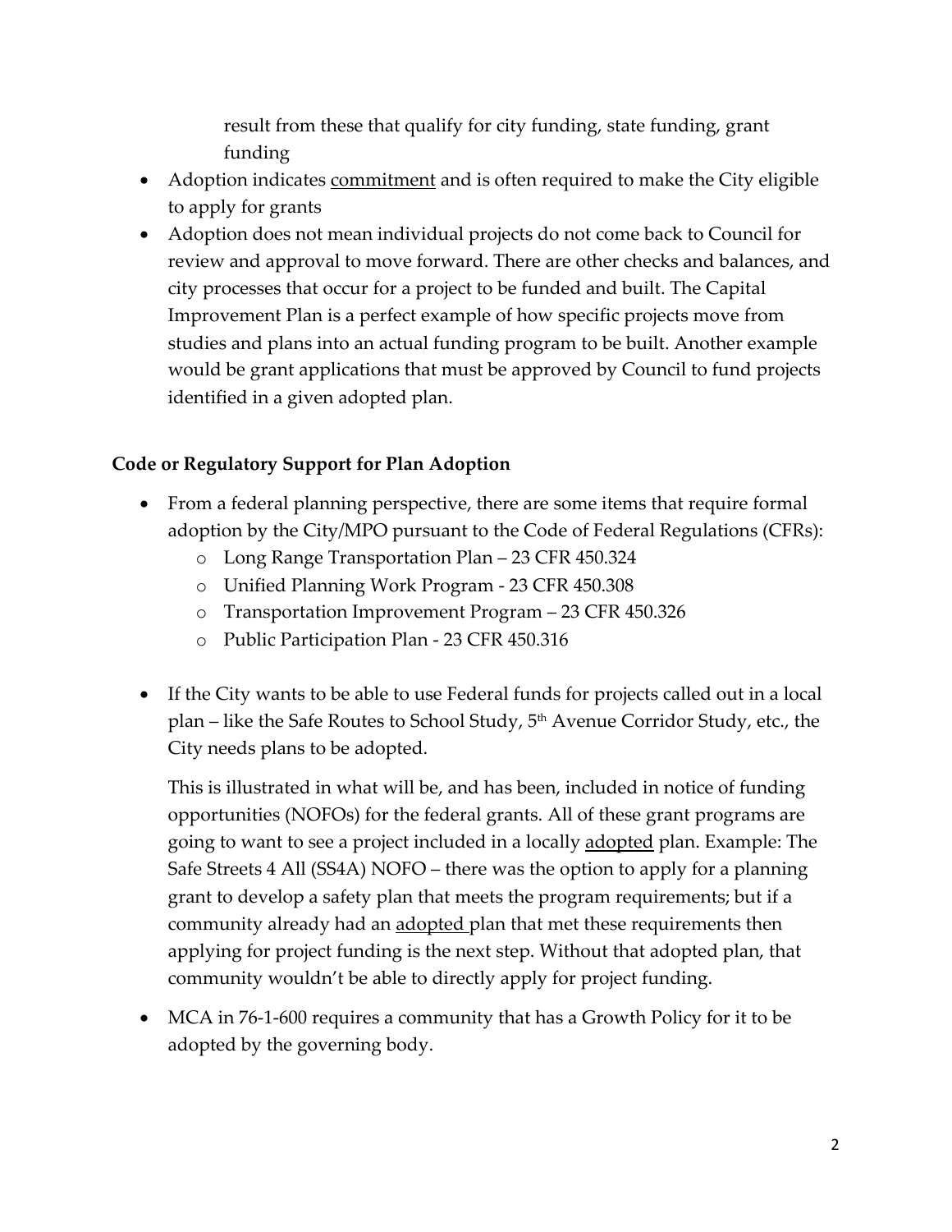result from these that qualify for city funding, state funding, grant funding

- Adoption indicates <u>commitment</u> and is often required to make the City eligible to apply for grants
- Adoption does not mean individual projects do not come back to Council for review and approval to move forward. There are other checks and balances, and city processes that occur for a project to be funded and built. The Capital Improvement Plan is a perfect example of how specific projects move from studies and plans into an actual funding program to be built. Another example would be grant applications that must be approved by Council to fund projects identified in a given adopted plan.

**Code or Regulatory Support for Plan Adoption**

- From a federal planning perspective, there are some items that require formal adoption by the City/MPO pursuant to the Code of Federal Regulations (CFRs):
  - Long Range Transportation Plan – 23 CFR 450.324
  - Unified Planning Work Program - 23 CFR 450.308
  - Transportation Improvement Program – 23 CFR 450.326
  - Public Participation Plan - 23 CFR 450.316

- If the City wants to be able to use Federal funds for projects called out in a local plan – like the Safe Routes to School Study, 5th Avenue Corridor Study, etc., the City needs plans to be adopted.

  This is illustrated in what will be, and has been, included in notice of funding opportunities (NOFOs) for the federal grants. All of these grant programs are going to want to see a project included in a locally <u>adopted</u> plan. Example: The Safe Streets 4 All (SS4A) NOFO – there was the option to apply for a planning grant to develop a safety plan that meets the program requirements; but if a community already had an <u>adopted</u> plan that met these requirements then applying for project funding is the next step. Without that adopted plan, that community wouldn't be able to directly apply for project funding.

- MCA in 76-1-600 requires a community that has a Growth Policy for it to be adopted by the governing body.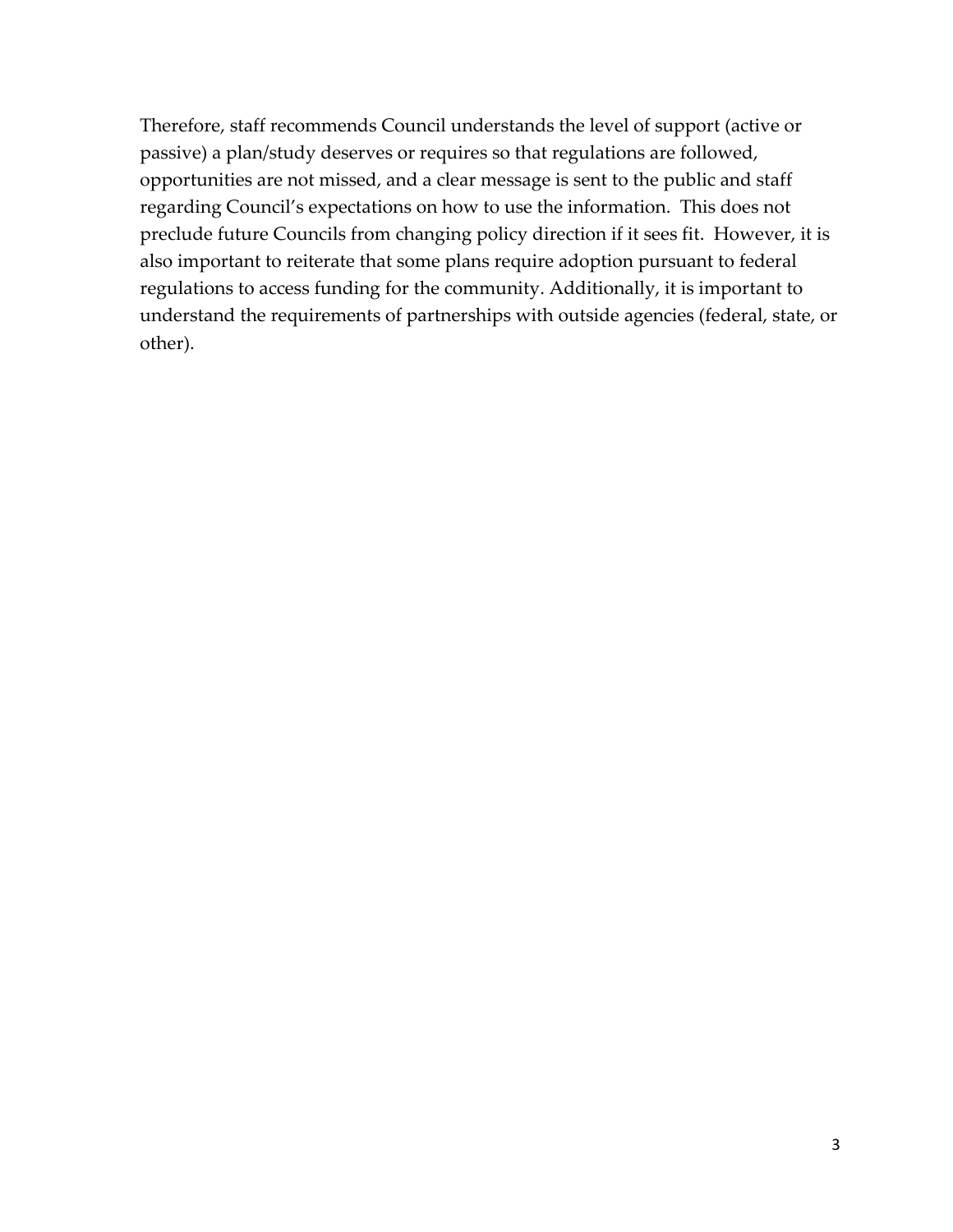Therefore, staff recommends Council understands the level of support (active or passive) a plan/study deserves or requires so that regulations are followed, opportunities are not missed, and a clear message is sent to the public and staff regarding Council's expectations on how to use the information. This does not preclude future Councils from changing policy direction if it sees fit. However, it is also important to reiterate that some plans require adoption pursuant to federal regulations to access funding for the community. Additionally, it is important to understand the requirements of partnerships with outside agencies (federal, state, or other).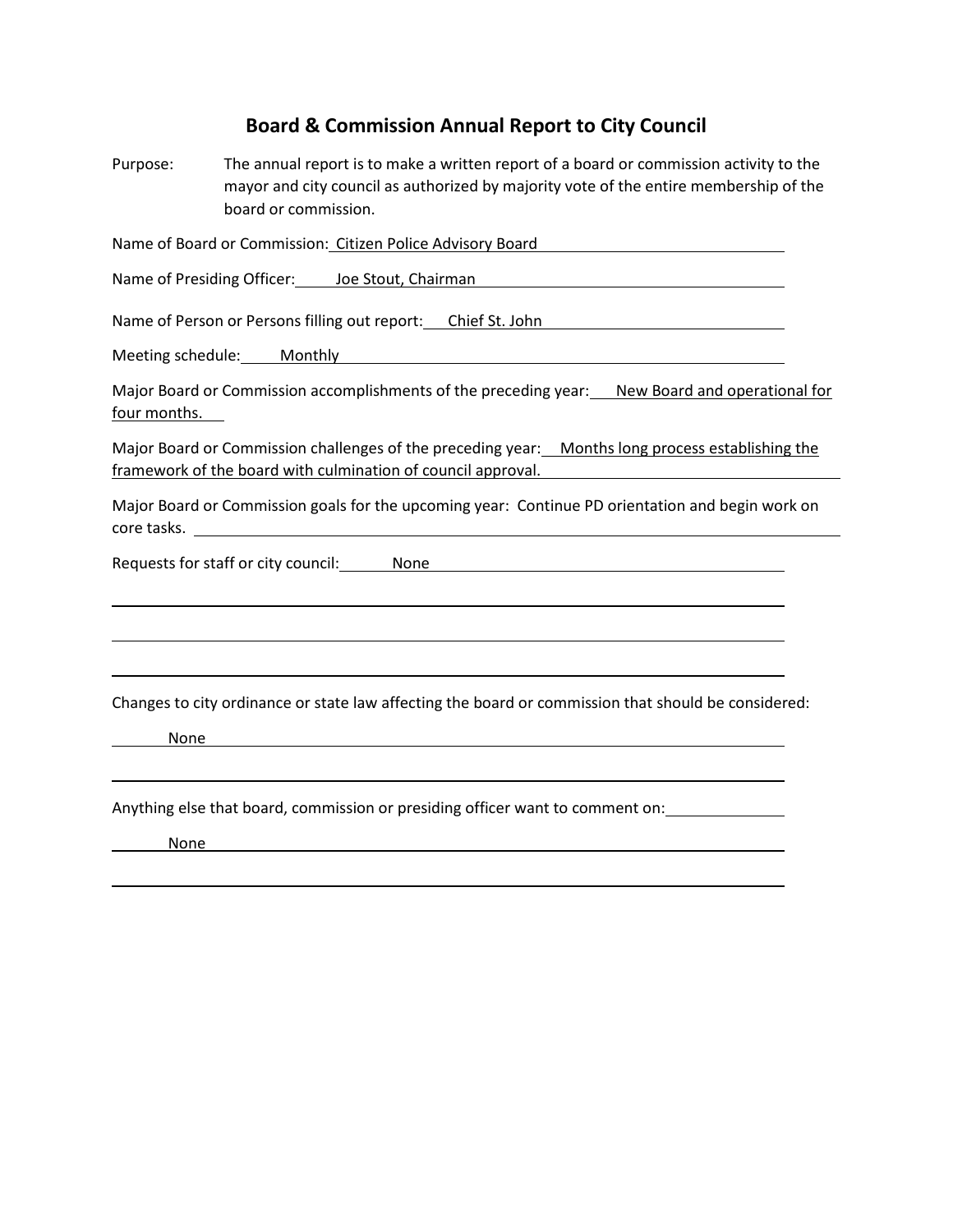# Board & Commission Annual Report to City Council

Purpose: The annual report is to make a written report of a board or commission activity to the mayor and city council as authorized by majority vote of the entire membership of the board or commission.

Name of Board or Commission: Citizen Police Advisory Board

Name of Presiding Officer: Joe Stout, Chairman

Name of Person or Persons filling out report: Chief St. John

Meeting schedule: Monthly

Major Board or Commission accomplishments of the preceding year: New Board and operational for four months.

Major Board or Commission challenges of the preceding year: Months long process establishing the framework of the board with culmination of council approval.

Major Board or Commission goals for the upcoming year: Continue PD orientation and begin work on core tasks.

Requests for staff or city council: None

Changes to city ordinance or state law affecting the board or commission that should be considered:

None

Anything else that board, commission or presiding officer want to comment on:

None